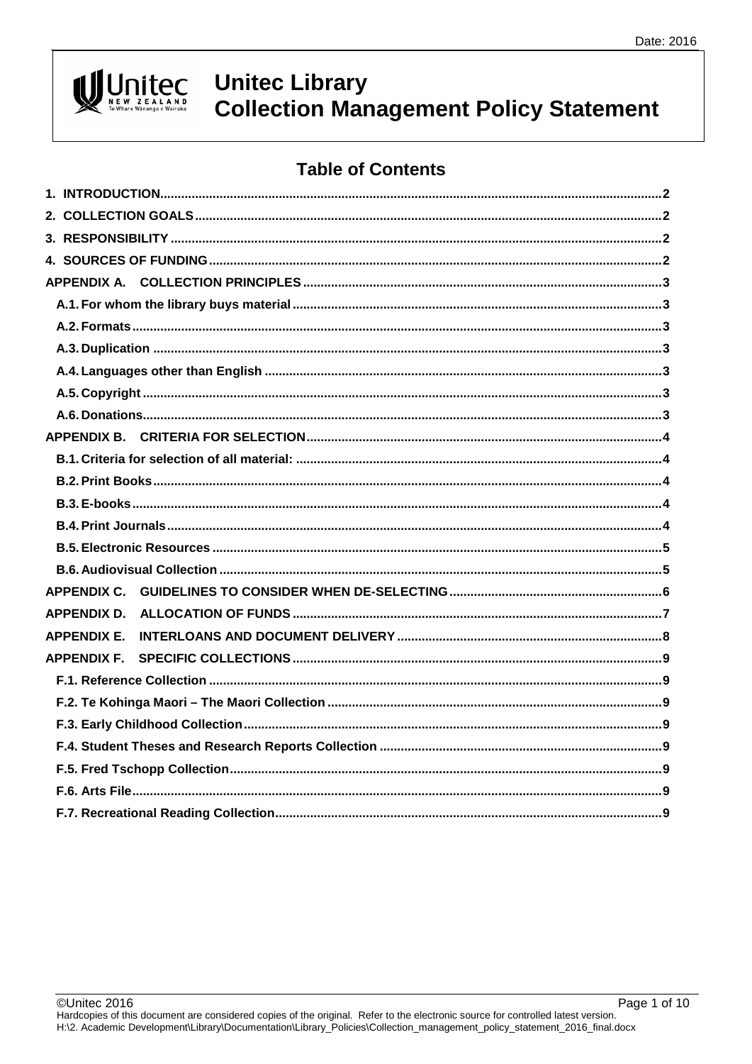# Unitec Library
# Collection Management Policy Statement

## Table of Contents

1. INTRODUCTION .......... 2
2. COLLECTION GOALS .......... 2
3. RESPONSIBILITY .......... 2
4. SOURCES OF FUNDING .......... 2

APPENDIX A. COLLECTION PRINCIPLES .......... 3
- A.1. For whom the library buys material .......... 3
- A.2. Formats .......... 3
- A.3. Duplication .......... 3
- A.4. Languages other than English .......... 3
- A.5. Copyright .......... 3
- A.6. Donations .......... 3

APPENDIX B. CRITERIA FOR SELECTION .......... 4
- B.1. Criteria for selection of all material: .......... 4
- B.2. Print Books .......... 4
- B.3. E-books .......... 4
- B.4. Print Journals .......... 4
- B.5. Electronic Resources .......... 5
- B.6. Audiovisual Collection .......... 5

APPENDIX C. GUIDELINES TO CONSIDER WHEN DE-SELECTING .......... 6

APPENDIX D. ALLOCATION OF FUNDS .......... 7

APPENDIX E. INTERLOANS AND DOCUMENT DELIVERY .......... 8

APPENDIX F. SPECIFIC COLLECTIONS .......... 9
- F.1. Reference Collection .......... 9
- F.2. Te Kohinga Maori – The Maori Collection .......... 9
- F.3. Early Childhood Collection .......... 9
- F.4. Student Theses and Research Reports Collection .......... 9
- F.5. Fred Tschopp Collection .......... 9
- F.6. Arts File .......... 9
- F.7. Recreational Reading Collection .......... 9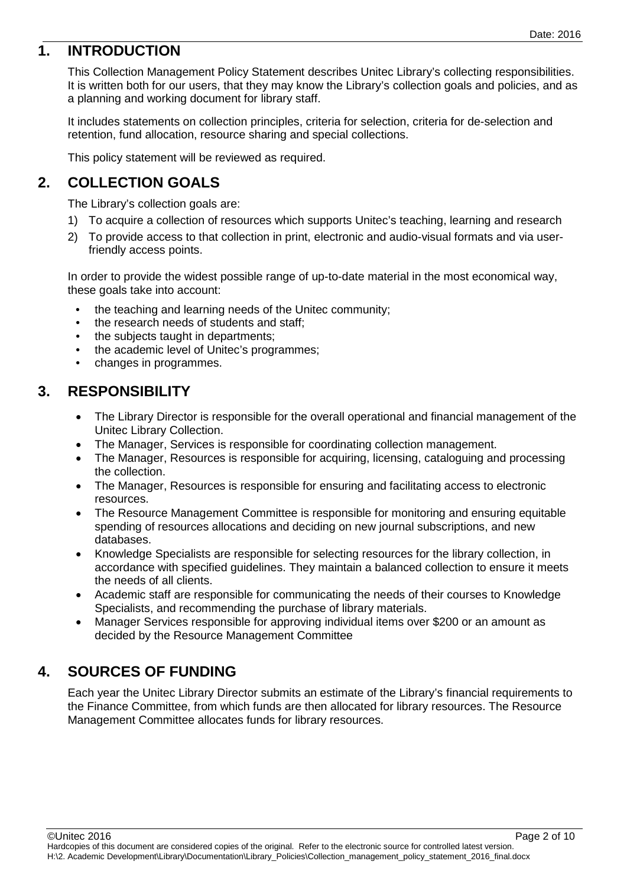## 1. INTRODUCTION

This Collection Management Policy Statement describes Unitec Library's collecting responsibilities. It is written both for our users, that they may know the Library's collection goals and policies, and as a planning and working document for library staff.

It includes statements on collection principles, criteria for selection, criteria for de-selection and retention, fund allocation, resource sharing and special collections.

This policy statement will be reviewed as required.

## 2. COLLECTION GOALS

The Library's collection goals are:

1) To acquire a collection of resources which supports Unitec's teaching, learning and research
2) To provide access to that collection in print, electronic and audio-visual formats and via user-friendly access points.

In order to provide the widest possible range of up-to-date material in the most economical way, these goals take into account:

- the teaching and learning needs of the Unitec community;
- the research needs of students and staff;
- the subjects taught in departments;
- the academic level of Unitec's programmes;
- changes in programmes.

## 3. RESPONSIBILITY

- The Library Director is responsible for the overall operational and financial management of the Unitec Library Collection.
- The Manager, Services is responsible for coordinating collection management.
- The Manager, Resources is responsible for acquiring, licensing, cataloguing and processing the collection.
- The Manager, Resources is responsible for ensuring and facilitating access to electronic resources.
- The Resource Management Committee is responsible for monitoring and ensuring equitable spending of resources allocations and deciding on new journal subscriptions, and new databases.
- Knowledge Specialists are responsible for selecting resources for the library collection, in accordance with specified guidelines. They maintain a balanced collection to ensure it meets the needs of all clients.
- Academic staff are responsible for communicating the needs of their courses to Knowledge Specialists, and recommending the purchase of library materials.
- Manager Services responsible for approving individual items over $200 or an amount as decided by the Resource Management Committee

## 4. SOURCES OF FUNDING

Each year the Unitec Library Director submits an estimate of the Library's financial requirements to the Finance Committee, from which funds are then allocated for library resources. The Resource Management Committee allocates funds for library resources.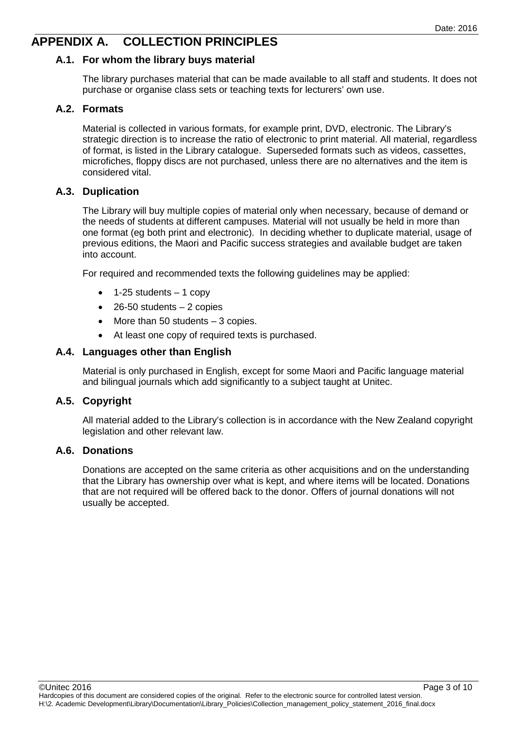# APPENDIX A. COLLECTION PRINCIPLES

## A.1. For whom the library buys material

The library purchases material that can be made available to all staff and students. It does not purchase or organise class sets or teaching texts for lecturers' own use.

## A.2. Formats

Material is collected in various formats, for example print, DVD, electronic. The Library's strategic direction is to increase the ratio of electronic to print material. All material, regardless of format, is listed in the Library catalogue. Superseded formats such as videos, cassettes, microfiches, floppy discs are not purchased, unless there are no alternatives and the item is considered vital.

## A.3. Duplication

The Library will buy multiple copies of material only when necessary, because of demand or the needs of students at different campuses. Material will not usually be held in more than one format (eg both print and electronic). In deciding whether to duplicate material, usage of previous editions, the Maori and Pacific success strategies and available budget are taken into account.

For required and recommended texts the following guidelines may be applied:

- 1-25 students – 1 copy
- 26-50 students – 2 copies
- More than 50 students – 3 copies.
- At least one copy of required texts is purchased.

## A.4. Languages other than English

Material is only purchased in English, except for some Maori and Pacific language material and bilingual journals which add significantly to a subject taught at Unitec.

## A.5. Copyright

All material added to the Library's collection is in accordance with the New Zealand copyright legislation and other relevant law.

## A.6. Donations

Donations are accepted on the same criteria as other acquisitions and on the understanding that the Library has ownership over what is kept, and where items will be located. Donations that are not required will be offered back to the donor. Offers of journal donations will not usually be accepted.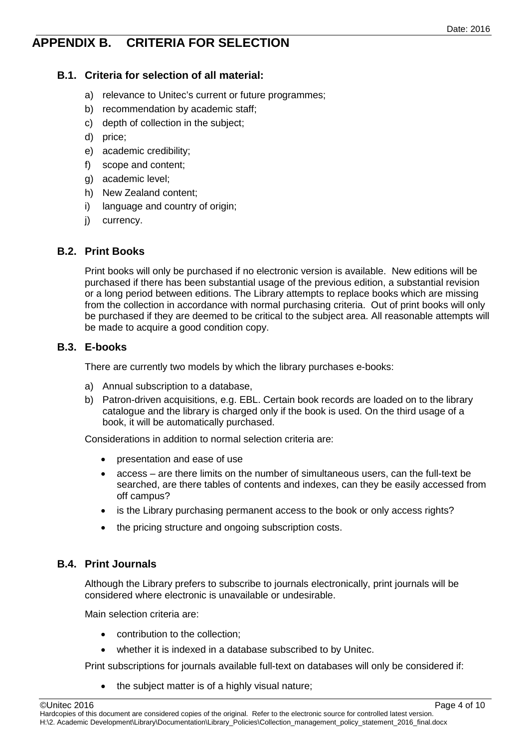# APPENDIX B. CRITERIA FOR SELECTION

## B.1. Criteria for selection of all material:

a) relevance to Unitec's current or future programmes;
b) recommendation by academic staff;
c) depth of collection in the subject;
d) price;
e) academic credibility;
f) scope and content;
g) academic level;
h) New Zealand content;
i) language and country of origin;
j) currency.

## B.2. Print Books

Print books will only be purchased if no electronic version is available. New editions will be purchased if there has been substantial usage of the previous edition, a substantial revision or a long period between editions. The Library attempts to replace books which are missing from the collection in accordance with normal purchasing criteria. Out of print books will only be purchased if they are deemed to be critical to the subject area. All reasonable attempts will be made to acquire a good condition copy.

## B.3. E-books

There are currently two models by which the library purchases e-books:

a) Annual subscription to a database,
b) Patron-driven acquisitions, e.g. EBL. Certain book records are loaded on to the library catalogue and the library is charged only if the book is used. On the third usage of a book, it will be automatically purchased.

Considerations in addition to normal selection criteria are:

- presentation and ease of use
- access – are there limits on the number of simultaneous users, can the full-text be searched, are there tables of contents and indexes, can they be easily accessed from off campus?
- is the Library purchasing permanent access to the book or only access rights?
- the pricing structure and ongoing subscription costs.

## B.4. Print Journals

Although the Library prefers to subscribe to journals electronically, print journals will be considered where electronic is unavailable or undesirable.

Main selection criteria are:

- contribution to the collection;
- whether it is indexed in a database subscribed to by Unitec.

Print subscriptions for journals available full-text on databases will only be considered if:

- the subject matter is of a highly visual nature;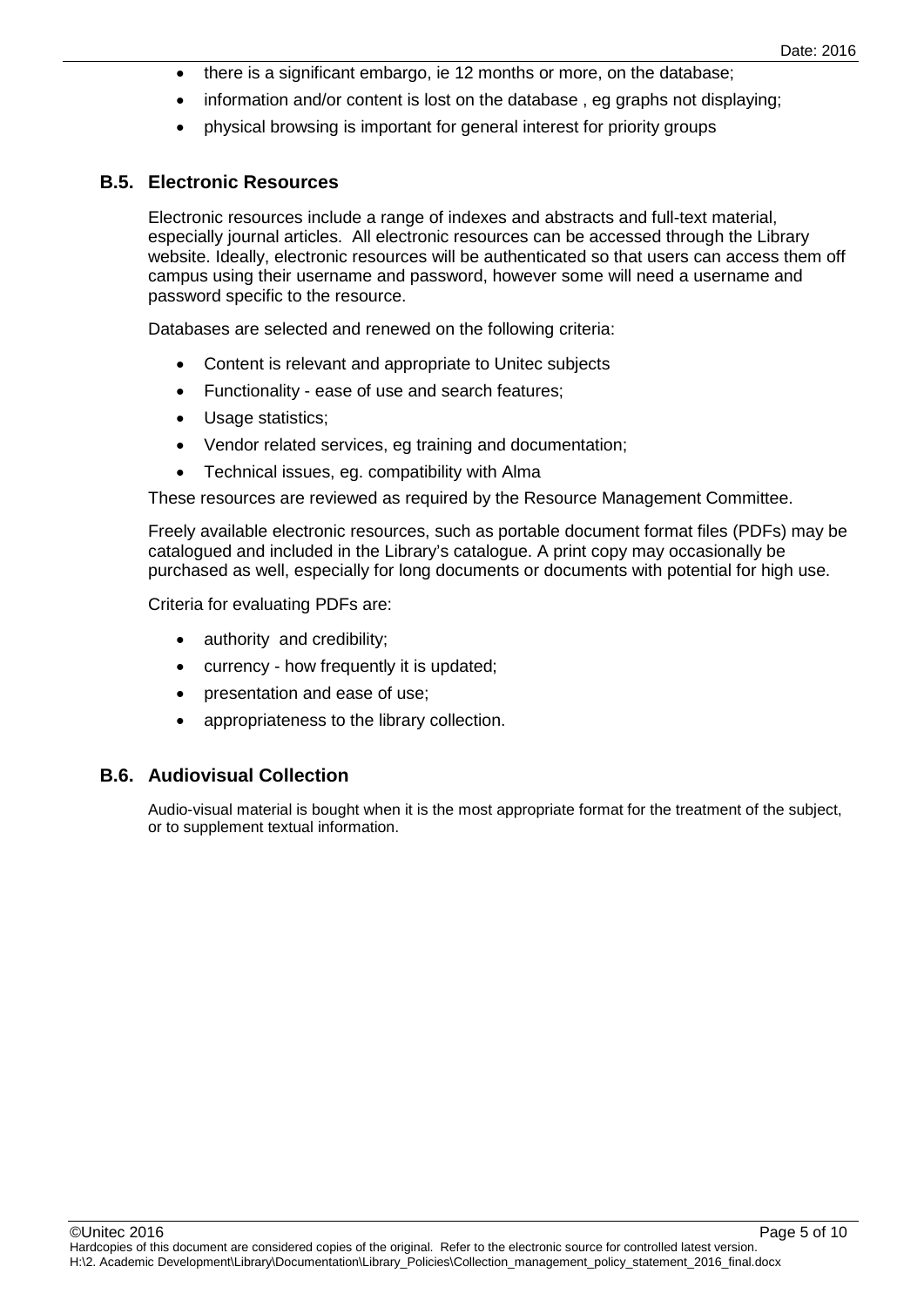- there is a significant embargo, ie 12 months or more, on the database;
- information and/or content is lost on the database , eg graphs not displaying;
- physical browsing is important for general interest for priority groups

## B.5. Electronic Resources

Electronic resources include a range of indexes and abstracts and full-text material, especially journal articles. All electronic resources can be accessed through the Library website. Ideally, electronic resources will be authenticated so that users can access them off campus using their username and password, however some will need a username and password specific to the resource.

Databases are selected and renewed on the following criteria:

- Content is relevant and appropriate to Unitec subjects
- Functionality - ease of use and search features;
- Usage statistics;
- Vendor related services, eg training and documentation;
- Technical issues, eg. compatibility with Alma

These resources are reviewed as required by the Resource Management Committee.

Freely available electronic resources, such as portable document format files (PDFs) may be catalogued and included in the Library's catalogue. A print copy may occasionally be purchased as well, especially for long documents or documents with potential for high use.

Criteria for evaluating PDFs are:

- authority and credibility;
- currency - how frequently it is updated;
- presentation and ease of use;
- appropriateness to the library collection.

## B.6. Audiovisual Collection

Audio-visual material is bought when it is the most appropriate format for the treatment of the subject, or to supplement textual information.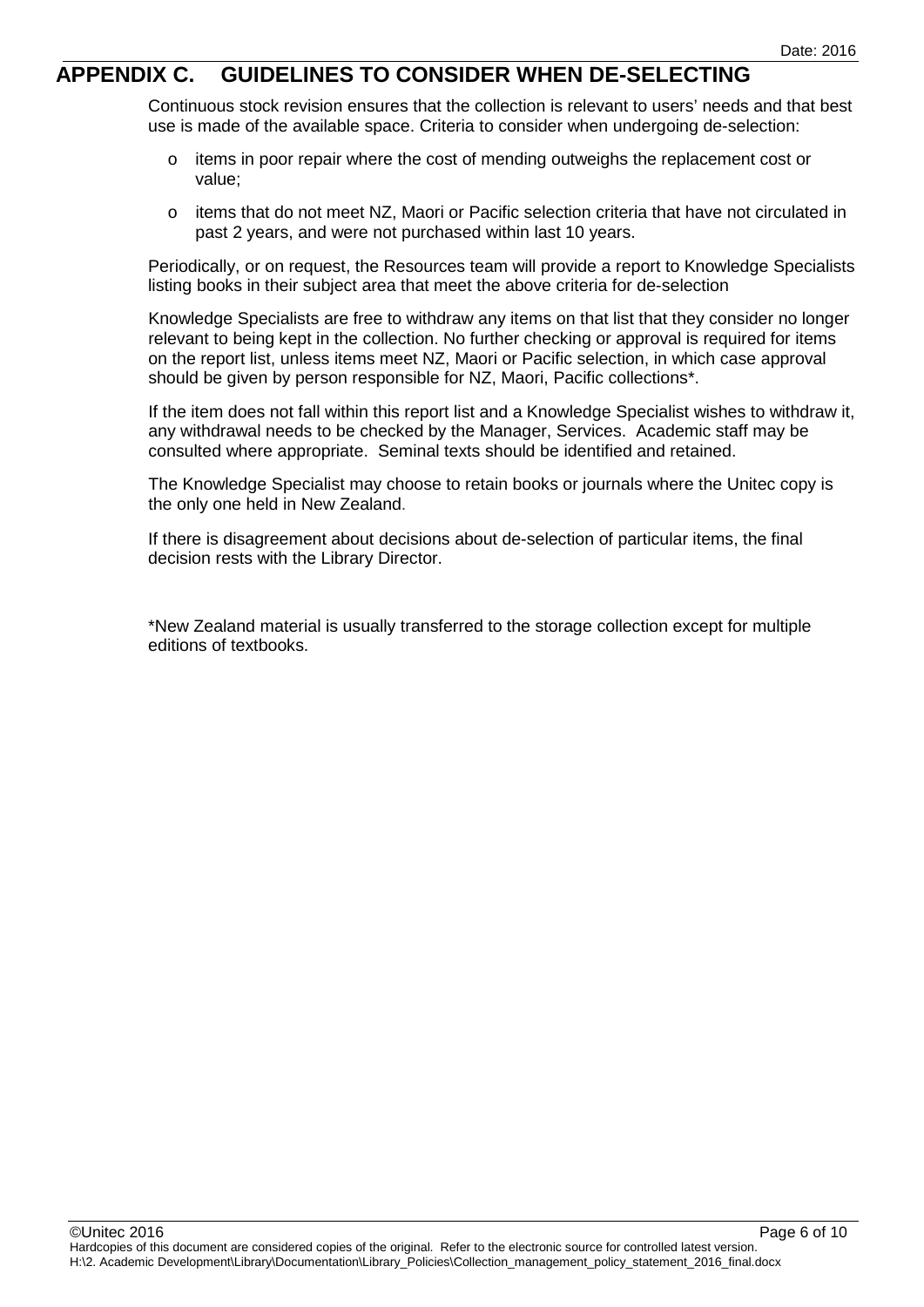# APPENDIX C. GUIDELINES TO CONSIDER WHEN DE-SELECTING

Continuous stock revision ensures that the collection is relevant to users' needs and that best use is made of the available space. Criteria to consider when undergoing de-selection:

- items in poor repair where the cost of mending outweighs the replacement cost or value;
- items that do not meet NZ, Maori or Pacific selection criteria that have not circulated in past 2 years, and were not purchased within last 10 years.

Periodically, or on request, the Resources team will provide a report to Knowledge Specialists listing books in their subject area that meet the above criteria for de-selection

Knowledge Specialists are free to withdraw any items on that list that they consider no longer relevant to being kept in the collection. No further checking or approval is required for items on the report list, unless items meet NZ, Maori or Pacific selection, in which case approval should be given by person responsible for NZ, Maori, Pacific collections*.

If the item does not fall within this report list and a Knowledge Specialist wishes to withdraw it, any withdrawal needs to be checked by the Manager, Services. Academic staff may be consulted where appropriate. Seminal texts should be identified and retained.

The Knowledge Specialist may choose to retain books or journals where the Unitec copy is the only one held in New Zealand.

If there is disagreement about decisions about de-selection of particular items, the final decision rests with the Library Director.

*New Zealand material is usually transferred to the storage collection except for multiple editions of textbooks.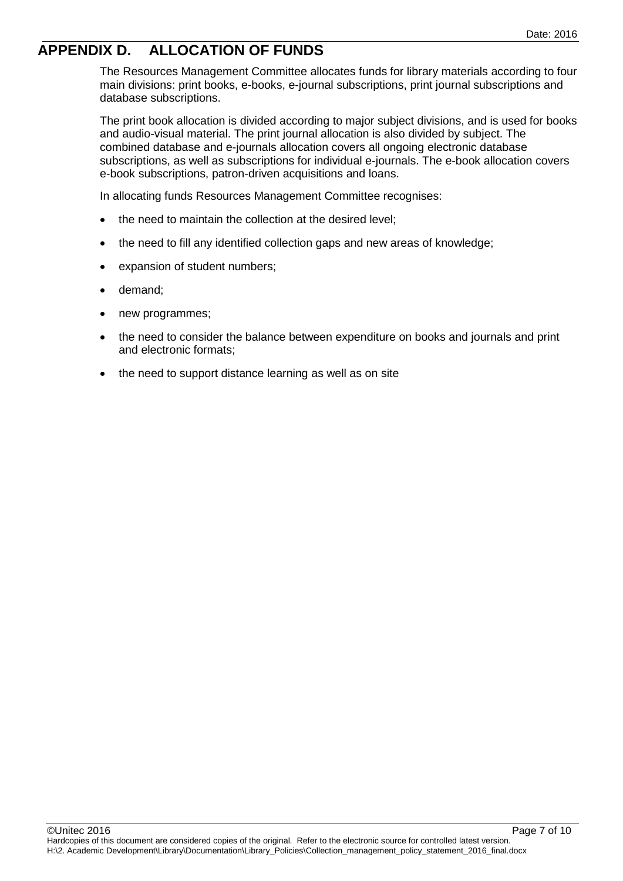# APPENDIX D. ALLOCATION OF FUNDS

The Resources Management Committee allocates funds for library materials according to four main divisions: print books, e-books, e-journal subscriptions, print journal subscriptions and database subscriptions.

The print book allocation is divided according to major subject divisions, and is used for books and audio-visual material. The print journal allocation is also divided by subject. The combined database and e-journals allocation covers all ongoing electronic database subscriptions, as well as subscriptions for individual e-journals. The e-book allocation covers e-book subscriptions, patron-driven acquisitions and loans.

In allocating funds Resources Management Committee recognises:

- the need to maintain the collection at the desired level;
- the need to fill any identified collection gaps and new areas of knowledge;
- expansion of student numbers;
- demand;
- new programmes;
- the need to consider the balance between expenditure on books and journals and print and electronic formats;
- the need to support distance learning as well as on site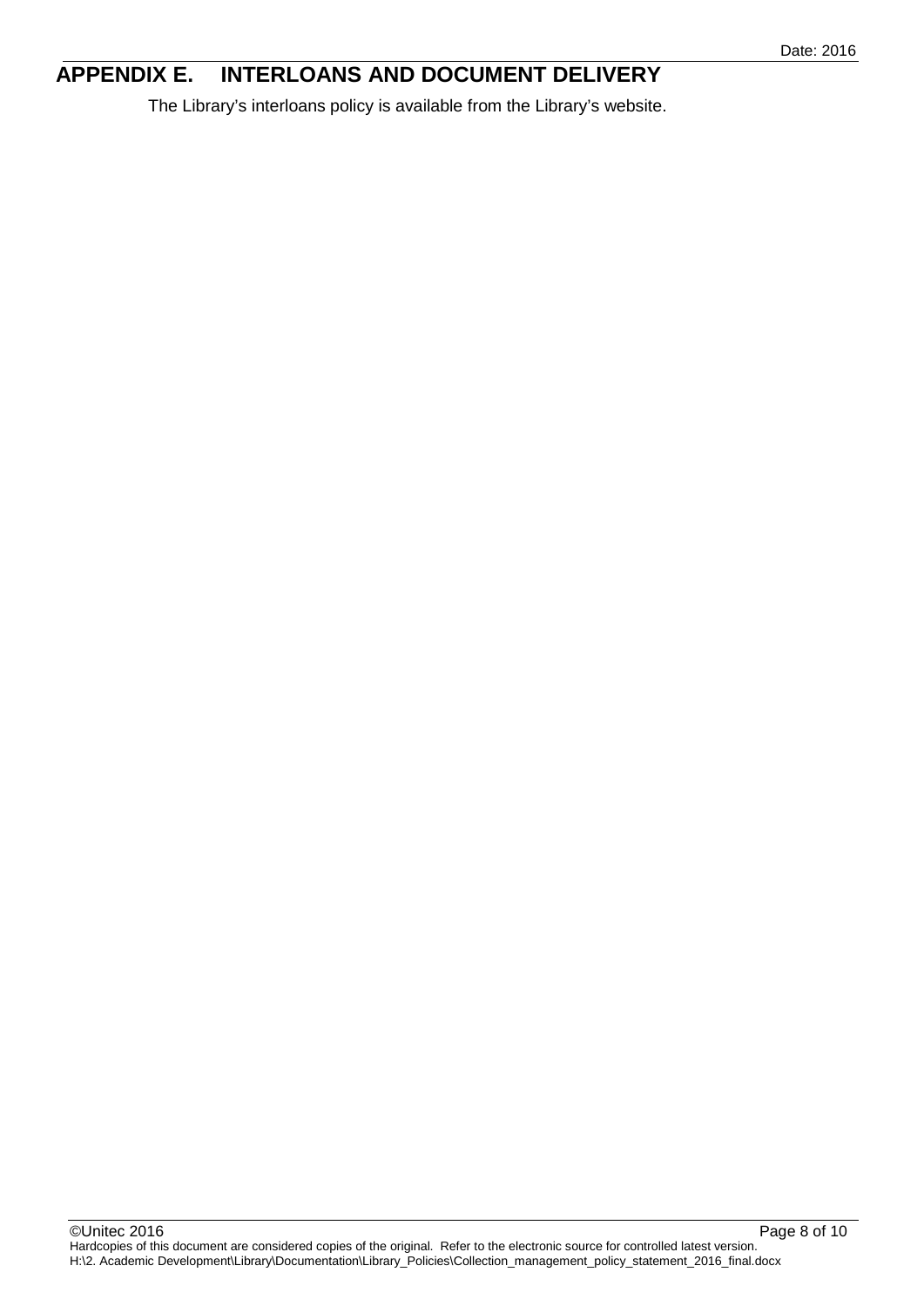# APPENDIX E. INTERLOANS AND DOCUMENT DELIVERY

The Library's interloans policy is available from the Library's website.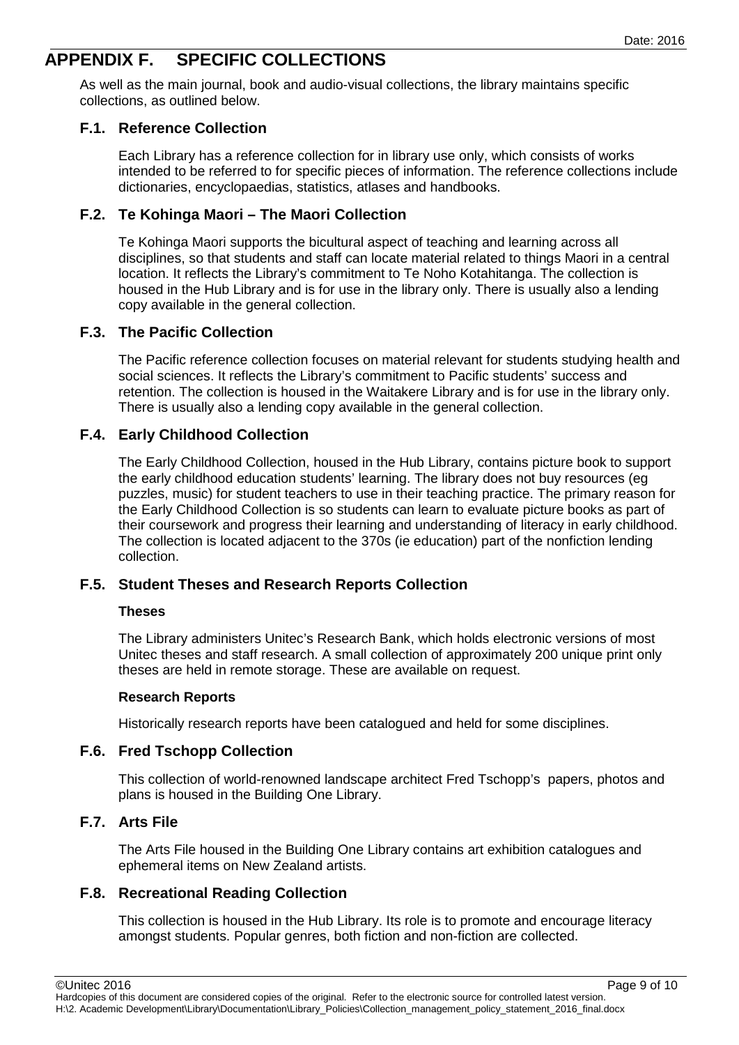# APPENDIX F. SPECIFIC COLLECTIONS

As well as the main journal, book and audio-visual collections, the library maintains specific collections, as outlined below.

## F.1. Reference Collection

Each Library has a reference collection for in library use only, which consists of works intended to be referred to for specific pieces of information. The reference collections include dictionaries, encyclopaedias, statistics, atlases and handbooks.

## F.2. Te Kohinga Maori – The Maori Collection

Te Kohinga Maori supports the bicultural aspect of teaching and learning across all disciplines, so that students and staff can locate material related to things Maori in a central location. It reflects the Library's commitment to Te Noho Kotahitanga. The collection is housed in the Hub Library and is for use in the library only. There is usually also a lending copy available in the general collection.

## F.3. The Pacific Collection

The Pacific reference collection focuses on material relevant for students studying health and social sciences. It reflects the Library's commitment to Pacific students' success and retention. The collection is housed in the Waitakere Library and is for use in the library only. There is usually also a lending copy available in the general collection.

## F.4. Early Childhood Collection

The Early Childhood Collection, housed in the Hub Library, contains picture book to support the early childhood education students' learning. The library does not buy resources (eg puzzles, music) for student teachers to use in their teaching practice. The primary reason for the Early Childhood Collection is so students can learn to evaluate picture books as part of their coursework and progress their learning and understanding of literacy in early childhood. The collection is located adjacent to the 370s (ie education) part of the nonfiction lending collection.

## F.5. Student Theses and Research Reports Collection

**Theses**

The Library administers Unitec's Research Bank, which holds electronic versions of most Unitec theses and staff research. A small collection of approximately 200 unique print only theses are held in remote storage. These are available on request.

**Research Reports**

Historically research reports have been catalogued and held for some disciplines.

## F.6. Fred Tschopp Collection

This collection of world-renowned landscape architect Fred Tschopp's papers, photos and plans is housed in the Building One Library.

## F.7. Arts File

The Arts File housed in the Building One Library contains art exhibition catalogues and ephemeral items on New Zealand artists.

## F.8. Recreational Reading Collection

This collection is housed in the Hub Library. Its role is to promote and encourage literacy amongst students. Popular genres, both fiction and non-fiction are collected.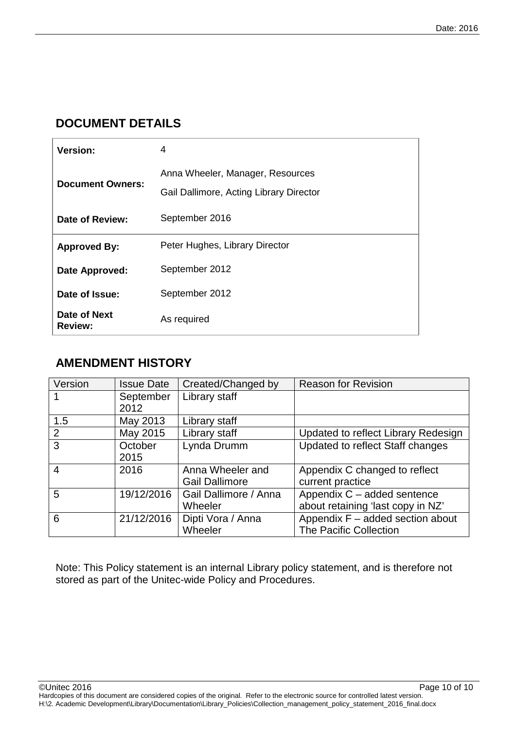## DOCUMENT DETAILS

| | |
|---|---|
| **Version:** | 4 |
| **Document Owners:** | Anna Wheeler, Manager, Resources<br>Gail Dallimore, Acting Library Director |
| **Date of Review:** | September 2016 |
| **Approved By:** | Peter Hughes, Library Director |
| **Date Approved:** | September 2012 |
| **Date of Issue:** | September 2012 |
| **Date of Next Review:** | As required |

## AMENDMENT HISTORY

| Version | Issue Date | Created/Changed by | Reason for Revision |
|---|---|---|---|
| 1 | September 2012 | Library staff | |
| 1.5 | May 2013 | Library staff | |
| 2 | May 2015 | Library staff | Updated to reflect Library Redesign |
| 3 | October 2015 | Lynda Drumm | Updated to reflect Staff changes |
| 4 | 2016 | Anna Wheeler and Gail Dallimore | Appendix C changed to reflect current practice |
| 5 | 19/12/2016 | Gail Dallimore / Anna Wheeler | Appendix C – added sentence about retaining 'last copy in NZ' |
| 6 | 21/12/2016 | Dipti Vora / Anna Wheeler | Appendix F – added section about The Pacific Collection |

Note: This Policy statement is an internal Library policy statement, and is therefore not stored as part of the Unitec-wide Policy and Procedures.